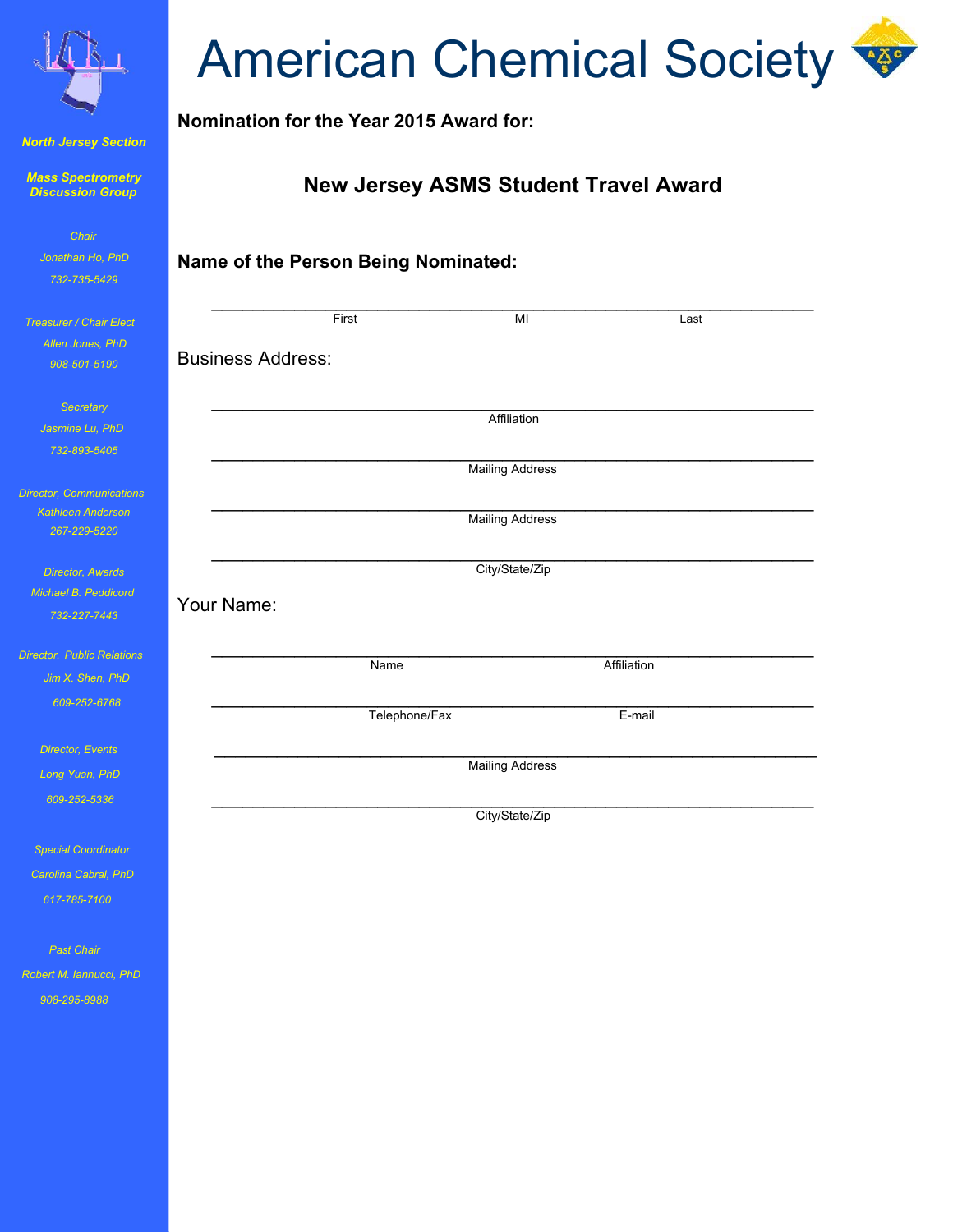# American Chemical Society

**North Jersey Section**

**Mass Spectrometry Discussion Group**

*Chair*
*Jonathan Ho, PhD*
*732-735-5429*

*Treasurer / Chair Elect*
*Allen Jones, PhD*
*908-501-5190*

*Secretary*
*Jasmine Lu, PhD*
*732-893-5405*

*Director, Communications*
*Kathleen Anderson*
*267-229-5220*

*Director, Awards*
*Michael B. Peddicord*
*732-227-7443*

*Director, Public Relations*
*Jim X. Shen, PhD*
*609-252-6768*

*Director, Events*
*Long Yuan, PhD*
*609-252-5336*

*Special Coordinator*
*Carolina Cabral, PhD*
*617-785-7100*

*Past Chair*
*Robert M. Iannucci, PhD*
*908-295-8988*

## Nomination for the Year 2015 Award for:

## New Jersey ASMS Student Travel Award

## Name of the Person Being Nominated:

______________________________________________________________
First MI Last

Business Address:

______________________________________________________________
Affiliation

______________________________________________________________
Mailing Address

______________________________________________________________
Mailing Address

______________________________________________________________
City/State/Zip

Your Name:

______________________________________________________________
Name Affiliation

______________________________________________________________
Telephone/Fax E-mail

______________________________________________________________
Mailing Address

______________________________________________________________
City/State/Zip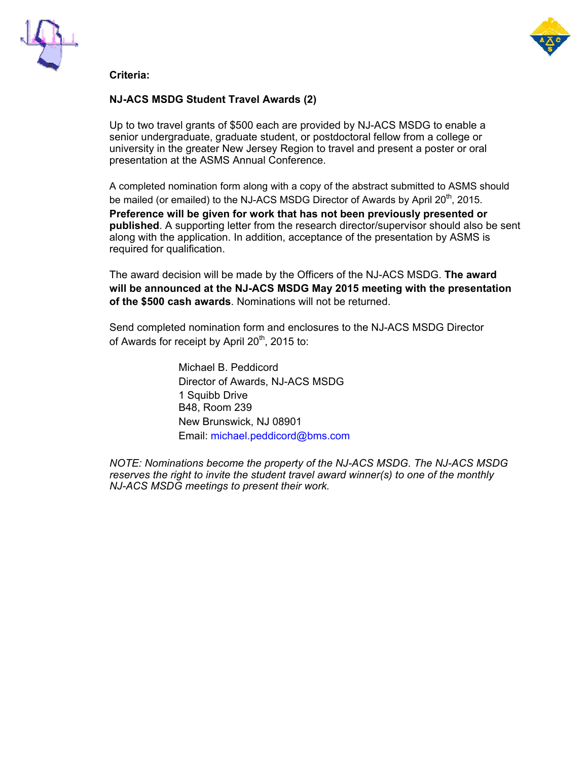**Criteria:**

**NJ-ACS MSDG Student Travel Awards (2)**

Up to two travel grants of $500 each are provided by NJ-ACS MSDG to enable a senior undergraduate, graduate student, or postdoctoral fellow from a college or university in the greater New Jersey Region to travel and present a poster or oral presentation at the ASMS Annual Conference.

A completed nomination form along with a copy of the abstract submitted to ASMS should be mailed (or emailed) to the NJ-ACS MSDG Director of Awards by April 20th, 2015. **Preference will be given for work that has not been previously presented or published**. A supporting letter from the research director/supervisor should also be sent along with the application. In addition, acceptance of the presentation by ASMS is required for qualification.

The award decision will be made by the Officers of the NJ-ACS MSDG. **The award will be announced at the NJ-ACS MSDG May 2015 meeting with the presentation of the $500 cash awards**. Nominations will not be returned.

Send completed nomination form and enclosures to the NJ-ACS MSDG Director of Awards for receipt by April 20th, 2015 to:

Michael B. Peddicord
Director of Awards, NJ-ACS MSDG
1 Squibb Drive
B48, Room 239
New Brunswick, NJ 08901
Email: michael.peddicord@bms.com

*NOTE: Nominations become the property of the NJ-ACS MSDG. The NJ-ACS MSDG reserves the right to invite the student travel award winner(s) to one of the monthly NJ-ACS MSDG meetings to present their work.*